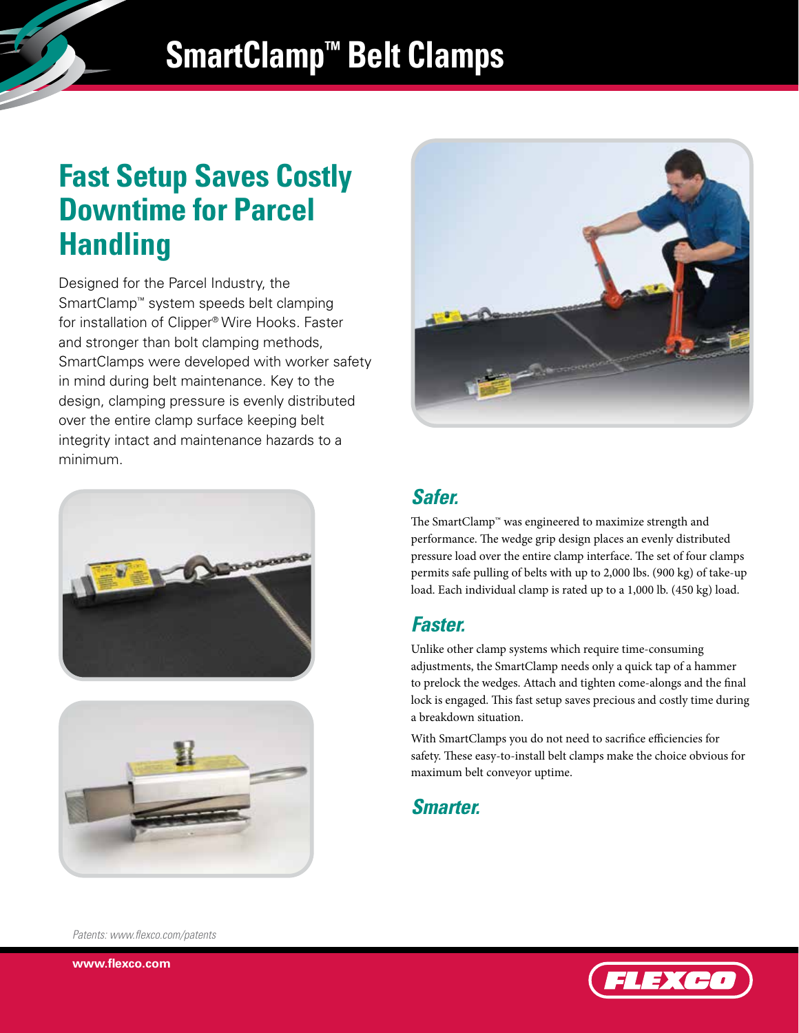# SmartClamp™ Belt Clamps

## Fast Setup Saves Costly Downtime for Parcel Handling

Designed for the Parcel Industry, the SmartClamp™ system speeds belt clamping for installation of Clipper® Wire Hooks. Faster and stronger than bolt clamping methods, SmartClamps were developed with worker safety in mind during belt maintenance. Key to the design, clamping pressure is evenly distributed over the entire clamp surface keeping belt integrity intact and maintenance hazards to a minimum.

### *Safer.*

The SmartClamp™ was engineered to maximize strength and performance. The wedge grip design places an evenly distributed pressure load over the entire clamp interface. The set of four clamps permits safe pulling of belts with up to 2,000 lbs. (900 kg) of take-up load. Each individual clamp is rated up to a 1,000 lb. (450 kg) load.

### *Faster.*

Unlike other clamp systems which require time-consuming adjustments, the SmartClamp needs only a quick tap of a hammer to prelock the wedges. Attach and tighten come-alongs and the final lock is engaged. This fast setup saves precious and costly time during a breakdown situation.

With SmartClamps you do not need to sacrifice efficiencies for safety. These easy-to-install belt clamps make the choice obvious for maximum belt conveyor uptime.

### *Smarter.*

*Patents: www.flexco.com/patents*

www.flexco.com

FLEXCO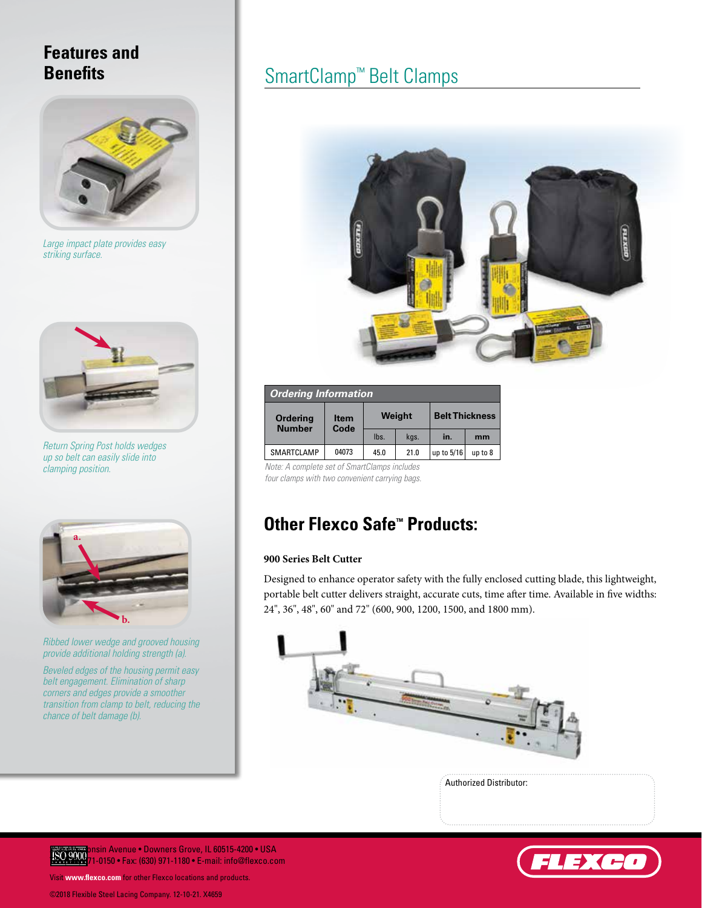## Features and Benefits

*Large impact plate provides easy striking surface.*

*Return Spring Post holds wedges up so belt can easily slide into clamping position.*

*Ribbed lower wedge and grooved housing provide additional holding strength (a).*

*Beveled edges of the housing permit easy belt engagement. Elimination of sharp corners and edges provide a smoother transition from clamp to belt, reducing the chance of belt damage (b).*

# SmartClamp™ Belt Clamps

| Ordering Information | | | | | |
|---|---|---|---|---|---|
| **Ordering Number** | **Item Code** | **Weight** | | **Belt Thickness** | |
| | | lbs. | kgs. | in. | mm |
| SMARTCLAMP | 04073 | 45.0 | 21.0 | up to 5/16 | up to 8 |

*Note: A complete set of SmartClamps includes four clamps with two convenient carrying bags.*

## Other Flexco Safe™ Products:

**900 Series Belt Cutter**

Designed to enhance operator safety with the fully enclosed cutting blade, this lightweight, portable belt cutter delivers straight, accurate cuts, time after time. Available in five widths: 24", 36", 48", 60" and 72" (600, 900, 1200, 1500, and 1800 mm).

Authorized Distributor:

...nsin Avenue • Downers Grove, IL 60515-4200 • USA
...71-0150 • Fax: (630) 971-1180 • E-mail: info@flexco.com

Visit **www.flexco.com** for other Flexco locations and products.

©2018 Flexible Steel Lacing Company. 12-10-21. X4659